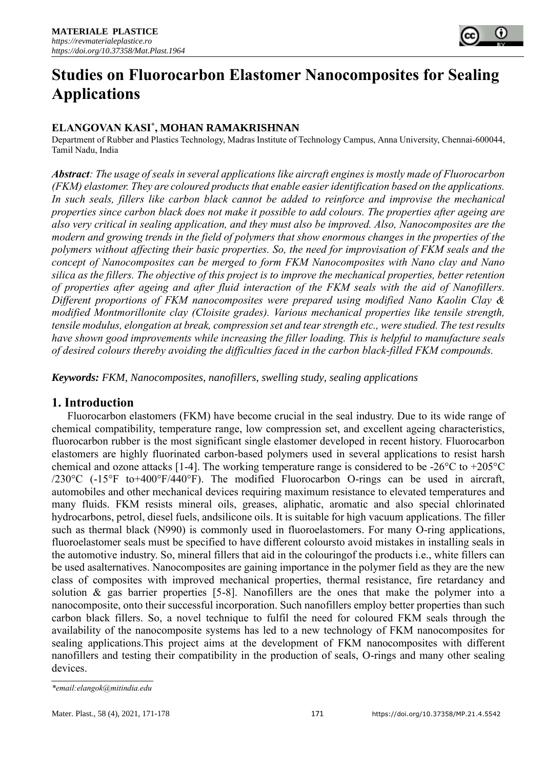# Studies on Fluorocarbon Elastomer Nanocomposites for Sealing Applications

**ELANGOVAN KASI*, MOHAN RAMAKRISHNAN**

Department of Rubber and Plastics Technology, Madras Institute of Technology Campus, Anna University, Chennai-600044, Tamil Nadu, India

***Abstract**: The usage of seals in several applications like aircraft engines is mostly made of Fluorocarbon (FKM) elastomer. They are coloured products that enable easier identification based on the applications. In such seals, fillers like carbon black cannot be added to reinforce and improvise the mechanical properties since carbon black does not make it possible to add colours. The properties after ageing are also very critical in sealing application, and they must also be improved. Also, Nanocomposites are the modern and growing trends in the field of polymers that show enormous changes in the properties of the polymers without affecting their basic properties. So, the need for improvisation of FKM seals and the concept of Nanocomposites can be merged to form FKM Nanocomposites with Nano clay and Nano silica as the fillers. The objective of this project is to improve the mechanical properties, better retention of properties after ageing and after fluid interaction of the FKM seals with the aid of Nanofillers. Different proportions of FKM nanocomposites were prepared using modified Nano Kaolin Clay & modified Montmorillonite clay (Cloisite grades). Various mechanical properties like tensile strength, tensile modulus, elongation at break, compression set and tear strength etc., were studied. The test results have shown good improvements while increasing the filler loading. This is helpful to manufacture seals of desired colours thereby avoiding the difficulties faced in the carbon black-filled FKM compounds.*

***Keywords:** FKM, Nanocomposites, nanofillers, swelling study, sealing applications*

## 1. Introduction

Fluorocarbon elastomers (FKM) have become crucial in the seal industry. Due to its wide range of chemical compatibility, temperature range, low compression set, and excellent ageing characteristics, fluorocarbon rubber is the most significant single elastomer developed in recent history. Fluorocarbon elastomers are highly fluorinated carbon-based polymers used in several applications to resist harsh chemical and ozone attacks [1-4]. The working temperature range is considered to be -26°C to +205°C /230°C (-15°F to+400°F/440°F). The modified Fluorocarbon O-rings can be used in aircraft, automobiles and other mechanical devices requiring maximum resistance to elevated temperatures and many fluids. FKM resists mineral oils, greases, aliphatic, aromatic and also special chlorinated hydrocarbons, petrol, diesel fuels, andsilicone oils. It is suitable for high vacuum applications. The filler such as thermal black (N990) is commonly used in fluoroelastomers. For many O-ring applications, fluoroelastomer seals must be specified to have different coloursto avoid mistakes in installing seals in the automotive industry. So, mineral fillers that aid in the colouringof the products i.e., white fillers can be used asalternatives. Nanocomposites are gaining importance in the polymer field as they are the new class of composites with improved mechanical properties, thermal resistance, fire retardancy and solution & gas barrier properties [5-8]. Nanofillers are the ones that make the polymer into a nanocomposite, onto their successful incorporation. Such nanofillers employ better properties than such carbon black fillers. So, a novel technique to fulfil the need for coloured FKM seals through the availability of the nanocomposite systems has led to a new technology of FKM nanocomposites for sealing applications.This project aims at the development of FKM nanocomposites with different nanofillers and testing their compatibility in the production of seals, O-rings and many other sealing devices.

*\*email:elangok@mitindia.edu*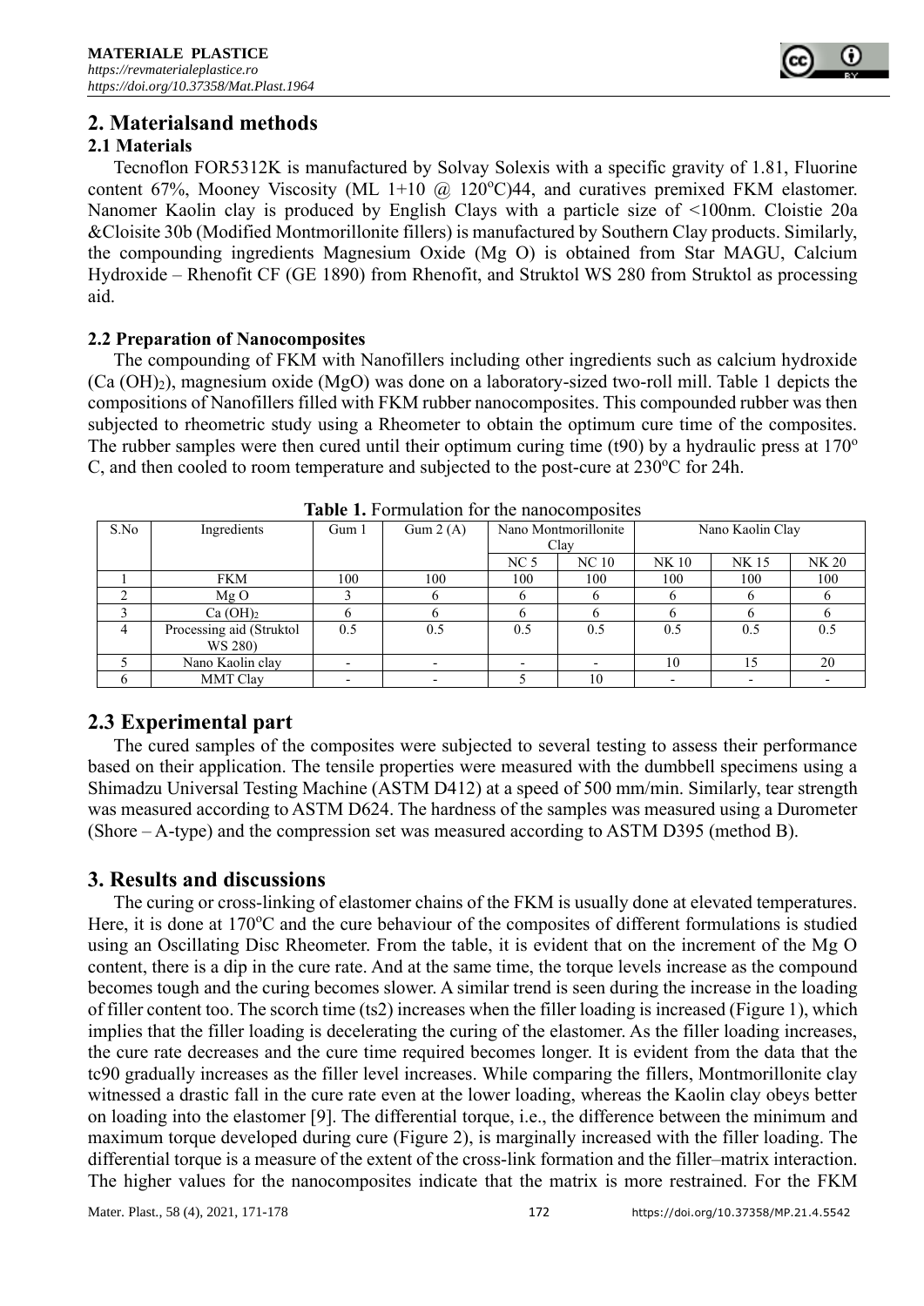## 2. Materialsand methods

### 2.1 Materials

Tecnoflon FOR5312K is manufactured by Solvay Solexis with a specific gravity of 1.81, Fluorine content 67%, Mooney Viscosity (ML 1+10 @ 120°C)44, and curatives premixed FKM elastomer. Nanomer Kaolin clay is produced by English Clays with a particle size of <100nm. Cloistie 20a &Cloisite 30b (Modified Montmorillonite fillers) is manufactured by Southern Clay products. Similarly, the compounding ingredients Magnesium Oxide (Mg O) is obtained from Star MAGU, Calcium Hydroxide – Rhenofit CF (GE 1890) from Rhenofit, and Struktol WS 280 from Struktol as processing aid.

### 2.2 Preparation of Nanocomposites

The compounding of FKM with Nanofillers including other ingredients such as calcium hydroxide ($Ca(OH)_2$), magnesium oxide (MgO) was done on a laboratory-sized two-roll mill. Table 1 depicts the compositions of Nanofillers filled with FKM rubber nanocomposites. This compounded rubber was then subjected to rheometric study using a Rheometer to obtain the optimum cure time of the composites. The rubber samples were then cured until their optimum curing time (t90) by a hydraulic press at 170° C, and then cooled to room temperature and subjected to the post-cure at 230°C for 24h.

**Table 1.** Formulation for the nanocomposites

| S.No | Ingredients | Gum 1 | Gum 2 (A) | Nano Montmorillonite Clay | | Nano Kaolin Clay | | |
|---|---|---|---|---|---|---|---|---|
| | | | | NC 5 | NC 10 | NK 10 | NK 15 | NK 20 |
| 1 | FKM | 100 | 100 | 100 | 100 | 100 | 100 | 100 |
| 2 | Mg O | 3 | 6 | 6 | 6 | 6 | 6 | 6 |
| 3 | $Ca(OH)_2$ | 6 | 6 | 6 | 6 | 6 | 6 | 6 |
| 4 | Processing aid (Struktol WS 280) | 0.5 | 0.5 | 0.5 | 0.5 | 0.5 | 0.5 | 0.5 |
| 5 | Nano Kaolin clay | - | - | - | - | 10 | 15 | 20 |
| 6 | MMT Clay | - | - | 5 | 10 | - | - | - |

## 2.3 Experimental part

The cured samples of the composites were subjected to several testing to assess their performance based on their application. The tensile properties were measured with the dumbbell specimens using a Shimadzu Universal Testing Machine (ASTM D412) at a speed of 500 mm/min. Similarly, tear strength was measured according to ASTM D624. The hardness of the samples was measured using a Durometer (Shore – A-type) and the compression set was measured according to ASTM D395 (method B).

## 3. Results and discussions

The curing or cross-linking of elastomer chains of the FKM is usually done at elevated temperatures. Here, it is done at 170°C and the cure behaviour of the composites of different formulations is studied using an Oscillating Disc Rheometer. From the table, it is evident that on the increment of the Mg O content, there is a dip in the cure rate. And at the same time, the torque levels increase as the compound becomes tough and the curing becomes slower. A similar trend is seen during the increase in the loading of filler content too. The scorch time (ts2) increases when the filler loading is increased (Figure 1), which implies that the filler loading is decelerating the curing of the elastomer. As the filler loading increases, the cure rate decreases and the cure time required becomes longer. It is evident from the data that the tc90 gradually increases as the filler level increases. While comparing the fillers, Montmorillonite clay witnessed a drastic fall in the cure rate even at the lower loading, whereas the Kaolin clay obeys better on loading into the elastomer [9]. The differential torque, i.e., the difference between the minimum and maximum torque developed during cure (Figure 2), is marginally increased with the filler loading. The differential torque is a measure of the extent of the cross-link formation and the filler–matrix interaction. The higher values for the nanocomposites indicate that the matrix is more restrained. For the FKM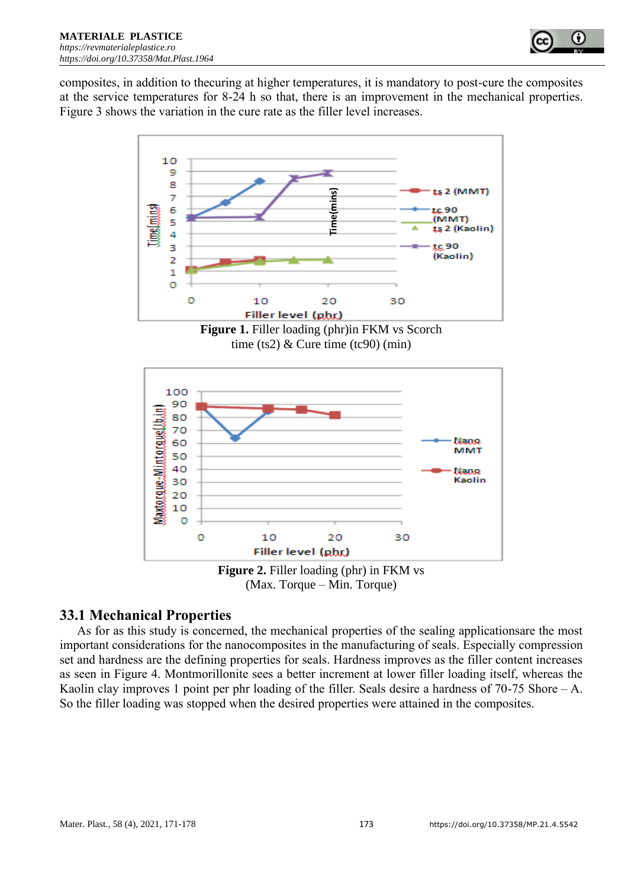composites, in addition to thecuring at higher temperatures, it is mandatory to post-cure the composites at the service temperatures for 8-24 h so that, there is an improvement in the mechanical properties. Figure 3 shows the variation in the cure rate as the filler level increases.

**Figure 1.** Filler loading (phr)in FKM vs Scorch time (ts2) & Cure time (tc90) (min)

**Figure 2.** Filler loading (phr) in FKM vs (Max. Torque – Min. Torque)

## 33.1 Mechanical Properties

As for as this study is concerned, the mechanical properties of the sealing applicationsare the most important considerations for the nanocomposites in the manufacturing of seals. Especially compression set and hardness are the defining properties for seals. Hardness improves as the filler content increases as seen in Figure 4. Montmorillonite sees a better increment at lower filler loading itself, whereas the Kaolin clay improves 1 point per phr loading of the filler. Seals desire a hardness of 70-75 Shore – A. So the filler loading was stopped when the desired properties were attained in the composites.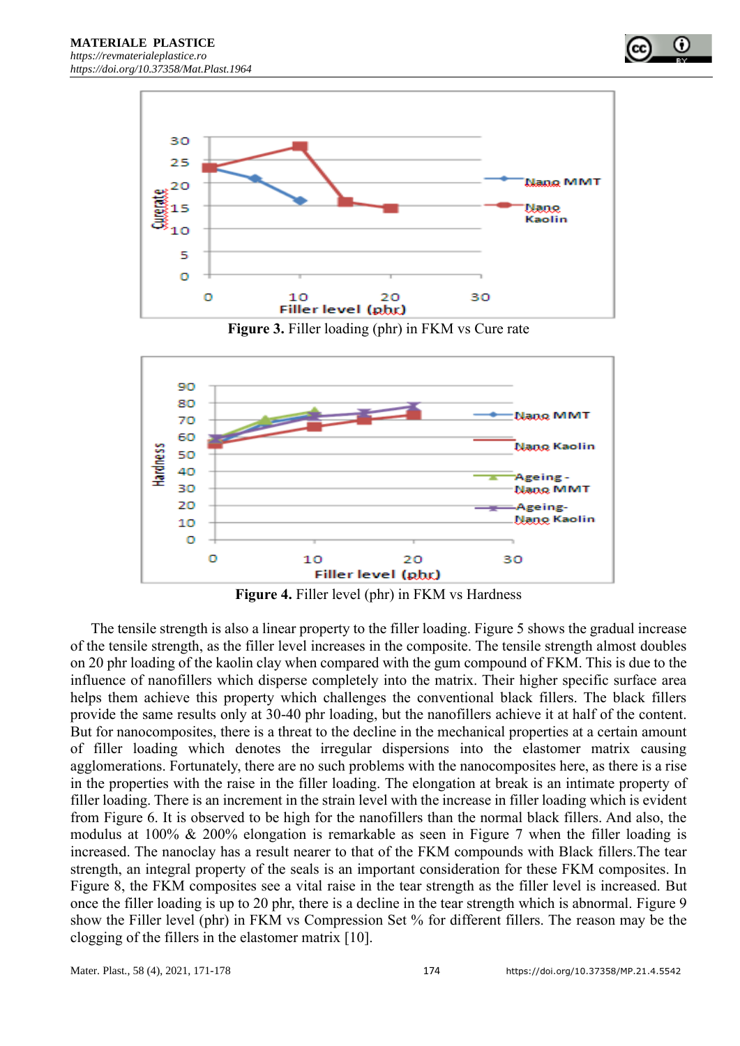Figure 3. Filler loading (phr) in FKM vs Cure rate

Figure 4. Filler level (phr) in FKM vs Hardness

The tensile strength is also a linear property to the filler loading. Figure 5 shows the gradual increase of the tensile strength, as the filler level increases in the composite. The tensile strength almost doubles on 20 phr loading of the kaolin clay when compared with the gum compound of FKM. This is due to the influence of nanofillers which disperse completely into the matrix. Their higher specific surface area helps them achieve this property which challenges the conventional black fillers. The black fillers provide the same results only at 30-40 phr loading, but the nanofillers achieve it at half of the content. But for nanocomposites, there is a threat to the decline in the mechanical properties at a certain amount of filler loading which denotes the irregular dispersions into the elastomer matrix causing agglomerations. Fortunately, there are no such problems with the nanocomposites here, as there is a rise in the properties with the raise in the filler loading. The elongation at break is an intimate property of filler loading. There is an increment in the strain level with the increase in filler loading which is evident from Figure 6. It is observed to be high for the nanofillers than the normal black fillers. And also, the modulus at 100% & 200% elongation is remarkable as seen in Figure 7 when the filler loading is increased. The nanoclay has a result nearer to that of the FKM compounds with Black fillers.The tear strength, an integral property of the seals is an important consideration for these FKM composites. In Figure 8, the FKM composites see a vital raise in the tear strength as the filler level is increased. But once the filler loading is up to 20 phr, there is a decline in the tear strength which is abnormal. Figure 9 show the Filler level (phr) in FKM vs Compression Set % for different fillers. The reason may be the clogging of the fillers in the elastomer matrix [10].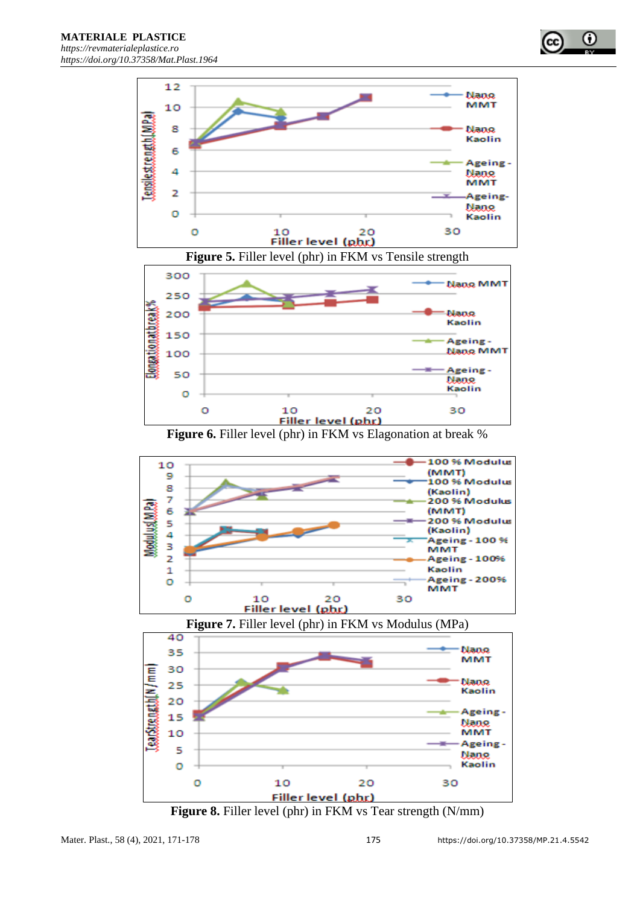Figure 5. Filler level (phr) in FKM vs Tensile strength

Figure 6. Filler level (phr) in FKM vs Elagonation at break %

Figure 7. Filler level (phr) in FKM vs Modulus (MPa)

Figure 8. Filler level (phr) in FKM vs Tear strength (N/mm)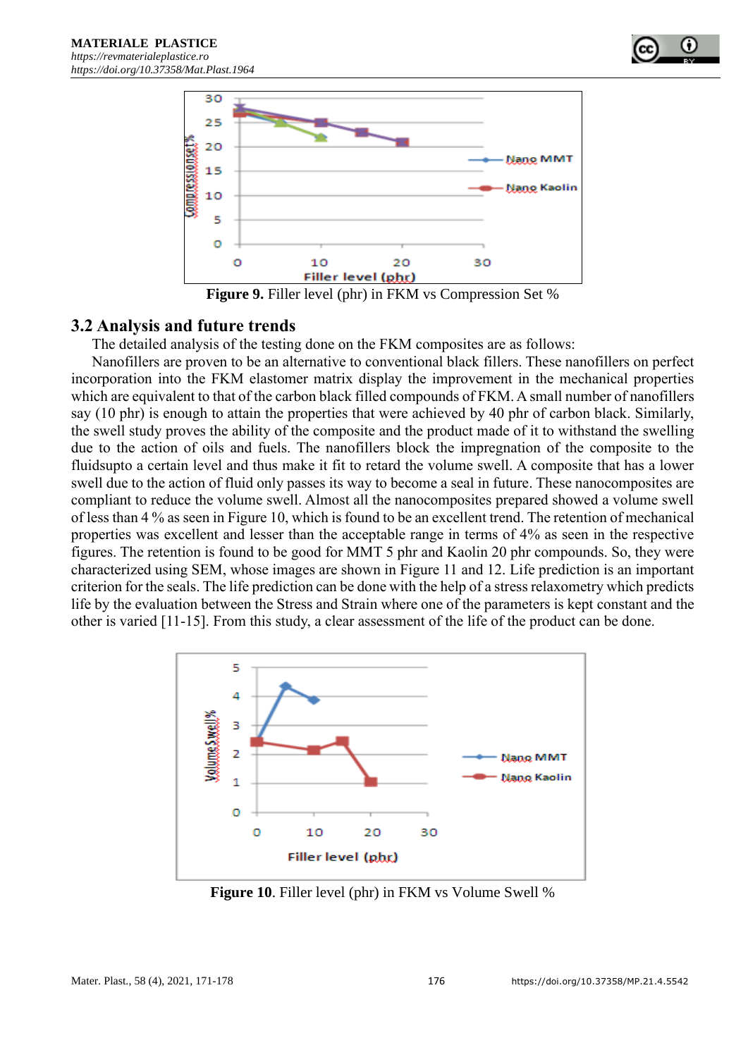**Figure 9.** Filler level (phr) in FKM vs Compression Set %

### 3.2 Analysis and future trends

The detailed analysis of the testing done on the FKM composites are as follows:

Nanofillers are proven to be an alternative to conventional black fillers. These nanofillers on perfect incorporation into the FKM elastomer matrix display the improvement in the mechanical properties which are equivalent to that of the carbon black filled compounds of FKM. A small number of nanofillers say (10 phr) is enough to attain the properties that were achieved by 40 phr of carbon black. Similarly, the swell study proves the ability of the composite and the product made of it to withstand the swelling due to the action of oils and fuels. The nanofillers block the impregnation of the composite to the fluidsupto a certain level and thus make it fit to retard the volume swell. A composite that has a lower swell due to the action of fluid only passes its way to become a seal in future. These nanocomposites are compliant to reduce the volume swell. Almost all the nanocomposites prepared showed a volume swell of less than 4 % as seen in Figure 10, which is found to be an excellent trend. The retention of mechanical properties was excellent and lesser than the acceptable range in terms of 4% as seen in the respective figures. The retention is found to be good for MMT 5 phr and Kaolin 20 phr compounds. So, they were characterized using SEM, whose images are shown in Figure 11 and 12. Life prediction is an important criterion for the seals. The life prediction can be done with the help of a stress relaxometry which predicts life by the evaluation between the Stress and Strain where one of the parameters is kept constant and the other is varied [11-15]. From this study, a clear assessment of the life of the product can be done.

**Figure 10**. Filler level (phr) in FKM vs Volume Swell %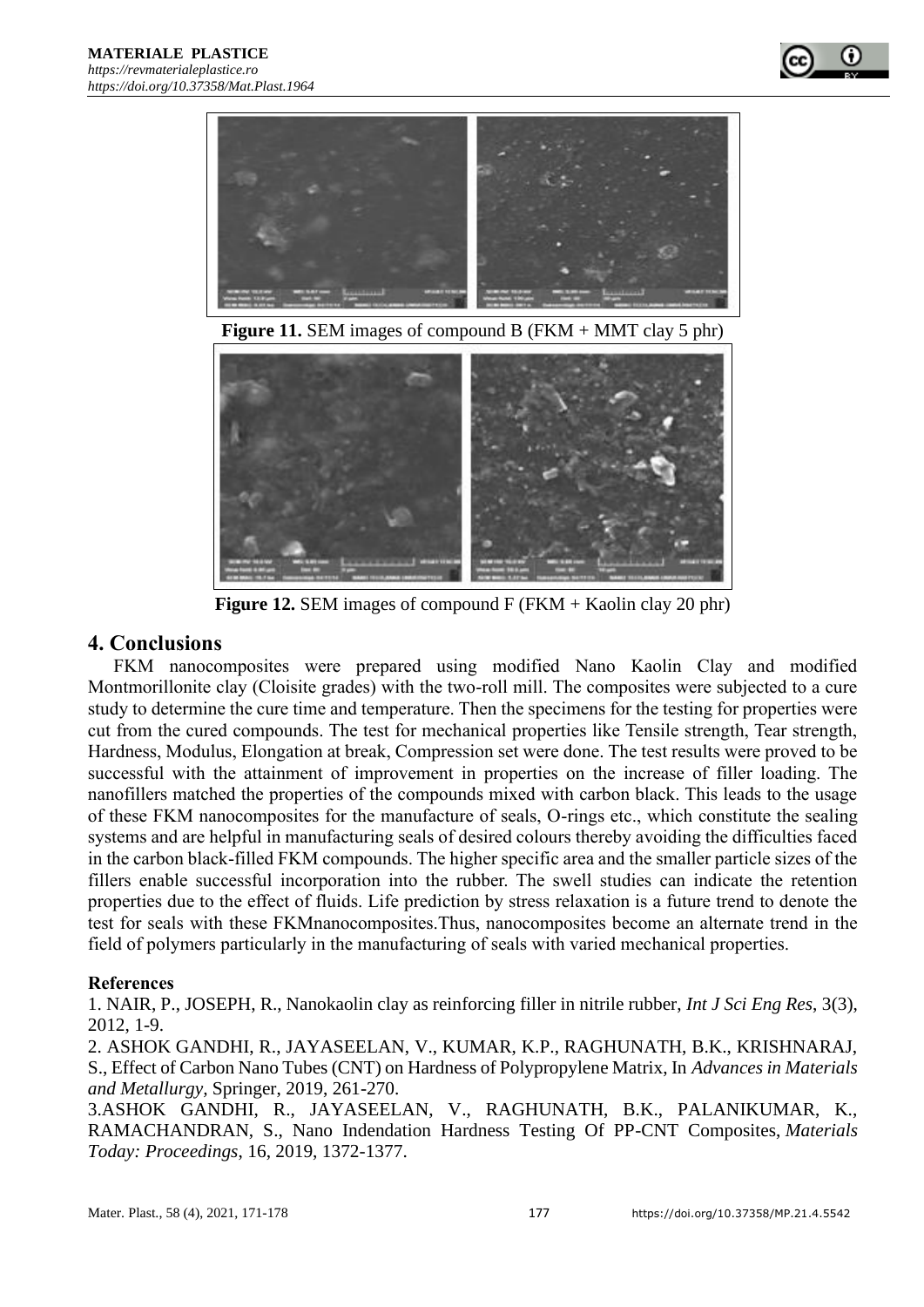**Figure 11.** SEM images of compound B (FKM + MMT clay 5 phr)

**Figure 12.** SEM images of compound F (FKM + Kaolin clay 20 phr)

## 4. Conclusions

FKM nanocomposites were prepared using modified Nano Kaolin Clay and modified Montmorillonite clay (Cloisite grades) with the two-roll mill. The composites were subjected to a cure study to determine the cure time and temperature. Then the specimens for the testing for properties were cut from the cured compounds. The test for mechanical properties like Tensile strength, Tear strength, Hardness, Modulus, Elongation at break, Compression set were done. The test results were proved to be successful with the attainment of improvement in properties on the increase of filler loading. The nanofillers matched the properties of the compounds mixed with carbon black. This leads to the usage of these FKM nanocomposites for the manufacture of seals, O-rings etc., which constitute the sealing systems and are helpful in manufacturing seals of desired colours thereby avoiding the difficulties faced in the carbon black-filled FKM compounds. The higher specific area and the smaller particle sizes of the fillers enable successful incorporation into the rubber. The swell studies can indicate the retention properties due to the effect of fluids. Life prediction by stress relaxation is a future trend to denote the test for seals with these FKMnanocomposites.Thus, nanocomposites become an alternate trend in the field of polymers particularly in the manufacturing of seals with varied mechanical properties.

### References

1. NAIR, P., JOSEPH, R., Nanokaolin clay as reinforcing filler in nitrile rubber, *Int J Sci Eng Res*, 3(3), 2012, 1-9.

2. ASHOK GANDHI, R., JAYASEELAN, V., KUMAR, K.P., RAGHUNATH, B.K., KRISHNARAJ, S., Effect of Carbon Nano Tubes (CNT) on Hardness of Polypropylene Matrix, In *Advances in Materials and Metallurgy*, Springer, 2019, 261-270.

3.ASHOK GANDHI, R., JAYASEELAN, V., RAGHUNATH, B.K., PALANIKUMAR, K., RAMACHANDRAN, S., Nano Indendation Hardness Testing Of PP-CNT Composites, *Materials Today: Proceedings*, 16, 2019, 1372-1377.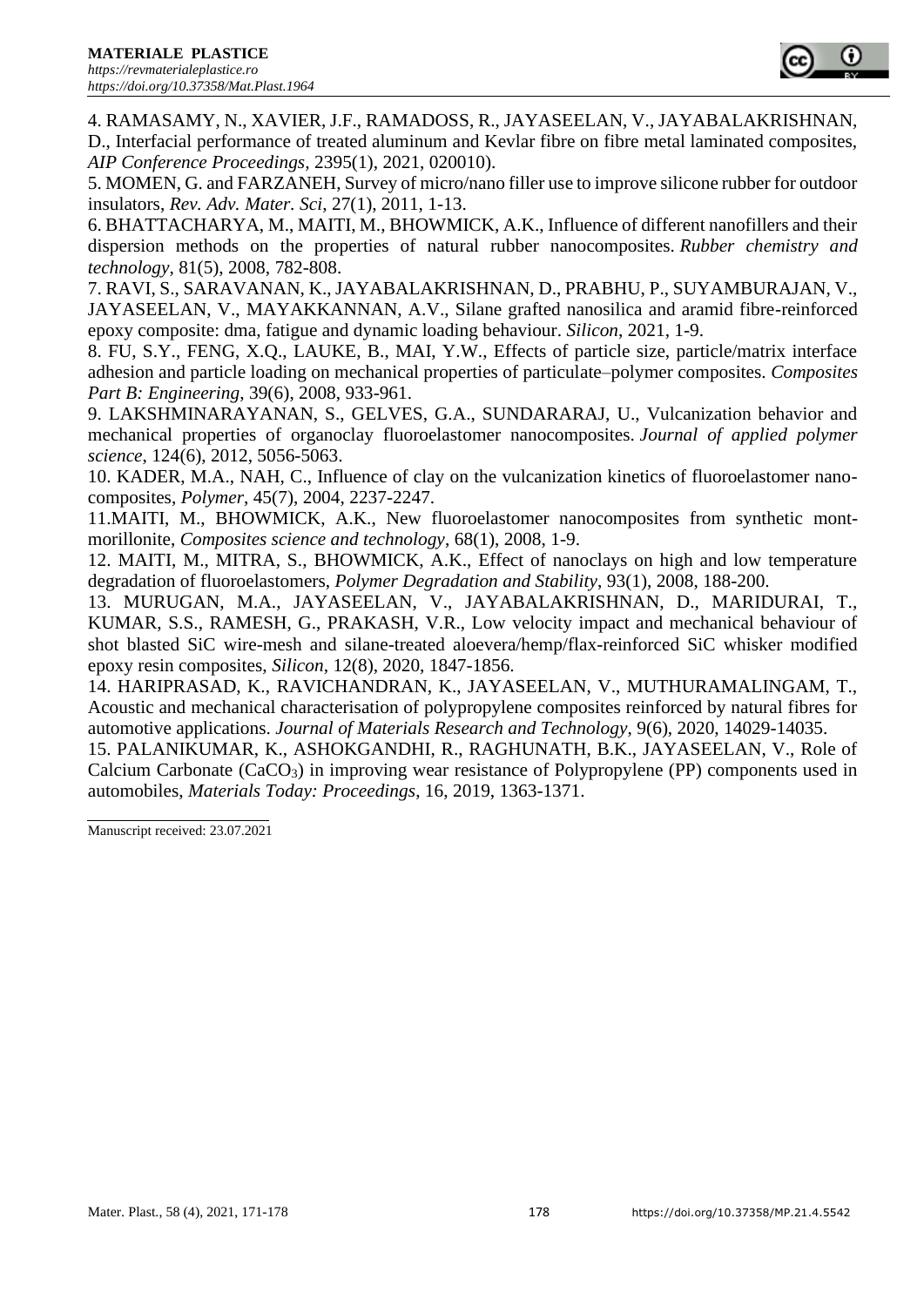4. RAMASAMY, N., XAVIER, J.F., RAMADOSS, R., JAYASEELAN, V., JAYABALAKRISHNAN, D., Interfacial performance of treated aluminum and Kevlar fibre on fibre metal laminated composites, *AIP Conference Proceedings*, 2395(1), 2021, 020010).

5. MOMEN, G. and FARZANEH, Survey of micro/nano filler use to improve silicone rubber for outdoor insulators, *Rev. Adv. Mater. Sci*, 27(1), 2011, 1-13.

6. BHATTACHARYA, M., MAITI, M., BHOWMICK, A.K., Influence of different nanofillers and their dispersion methods on the properties of natural rubber nanocomposites. *Rubber chemistry and technology*, 81(5), 2008, 782-808.

7. RAVI, S., SARAVANAN, K., JAYABALAKRISHNAN, D., PRABHU, P., SUYAMBURAJAN, V., JAYASEELAN, V., MAYAKKANNAN, A.V., Silane grafted nanosilica and aramid fibre-reinforced epoxy composite: dma, fatigue and dynamic loading behaviour. *Silicon*, 2021, 1-9.

8. FU, S.Y., FENG, X.Q., LAUKE, B., MAI, Y.W., Effects of particle size, particle/matrix interface adhesion and particle loading on mechanical properties of particulate–polymer composites. *Composites Part B: Engineering*, 39(6), 2008, 933-961.

9. LAKSHMINARAYANAN, S., GELVES, G.A., SUNDARARAJ, U., Vulcanization behavior and mechanical properties of organoclay fluoroelastomer nanocomposites. *Journal of applied polymer science*, 124(6), 2012, 5056-5063.

10. KADER, M.A., NAH, C., Influence of clay on the vulcanization kinetics of fluoroelastomer nano-composites, *Polymer*, 45(7), 2004, 2237-2247.

11.MAITI, M., BHOWMICK, A.K., New fluoroelastomer nanocomposites from synthetic mont-morillonite, *Composites science and technology*, 68(1), 2008, 1-9.

12. MAITI, M., MITRA, S., BHOWMICK, A.K., Effect of nanoclays on high and low temperature degradation of fluoroelastomers, *Polymer Degradation and Stability*, 93(1), 2008, 188-200.

13. MURUGAN, M.A., JAYASEELAN, V., JAYABALAKRISHNAN, D., MARIDURAI, T., KUMAR, S.S., RAMESH, G., PRAKASH, V.R., Low velocity impact and mechanical behaviour of shot blasted SiC wire-mesh and silane-treated aloevera/hemp/flax-reinforced SiC whisker modified epoxy resin composites, *Silicon*, 12(8), 2020, 1847-1856.

14. HARIPRASAD, K., RAVICHANDRAN, K., JAYASEELAN, V., MUTHURAMALINGAM, T., Acoustic and mechanical characterisation of polypropylene composites reinforced by natural fibres for automotive applications. *Journal of Materials Research and Technology*, 9(6), 2020, 14029-14035.

15. PALANIKUMAR, K., ASHOKGANDHI, R., RAGHUNATH, B.K., JAYASEELAN, V., Role of Calcium Carbonate ($CaCO_3$) in improving wear resistance of Polypropylene (PP) components used in automobiles, *Materials Today: Proceedings*, 16, 2019, 1363-1371.

Manuscript received: 23.07.2021